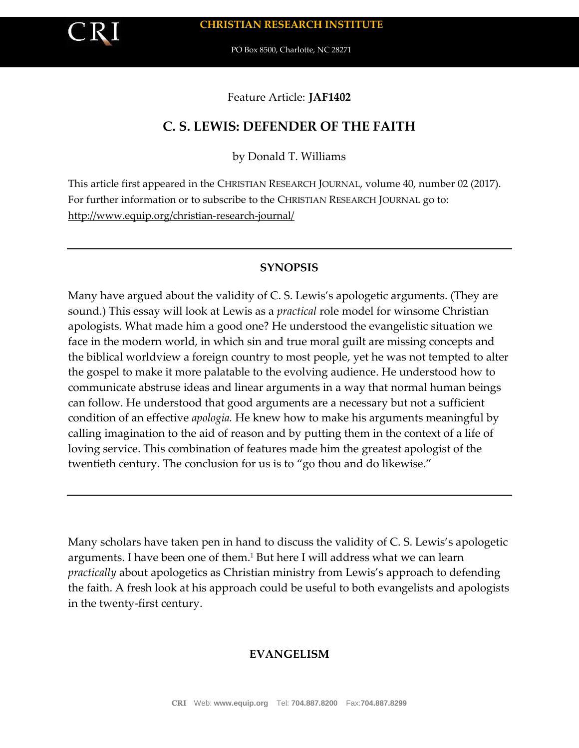**CHRISTIAN RESEARCH INSTITUTE**

PO Box 8500, Charlotte, NC 28271

Feature Article: **JAF1402**

# C. S. LEWIS: DEFENDER OF THE FAITH

by Donald T. Williams

This article first appeared in the CHRISTIAN RESEARCH JOURNAL, volume 40, number 02 (2017). For further information or to subscribe to the CHRISTIAN RESEARCH JOURNAL go to: http://www.equip.org/christian-research-journal/

---

## SYNOPSIS

Many have argued about the validity of C. S. Lewis's apologetic arguments. (They are sound.) This essay will look at Lewis as a *practical* role model for winsome Christian apologists. What made him a good one? He understood the evangelistic situation we face in the modern world, in which sin and true moral guilt are missing concepts and the biblical worldview a foreign country to most people, yet he was not tempted to alter the gospel to make it more palatable to the evolving audience. He understood how to communicate abstruse ideas and linear arguments in a way that normal human beings can follow. He understood that good arguments are a necessary but not a sufficient condition of an effective *apologia.* He knew how to make his arguments meaningful by calling imagination to the aid of reason and by putting them in the context of a life of loving service. This combination of features made him the greatest apologist of the twentieth century. The conclusion for us is to "go thou and do likewise."

---

Many scholars have taken pen in hand to discuss the validity of C. S. Lewis's apologetic arguments. I have been one of them.[1] But here I will address what we can learn *practically* about apologetics as Christian ministry from Lewis's approach to defending the faith. A fresh look at his approach could be useful to both evangelists and apologists in the twenty-first century.

## EVANGELISM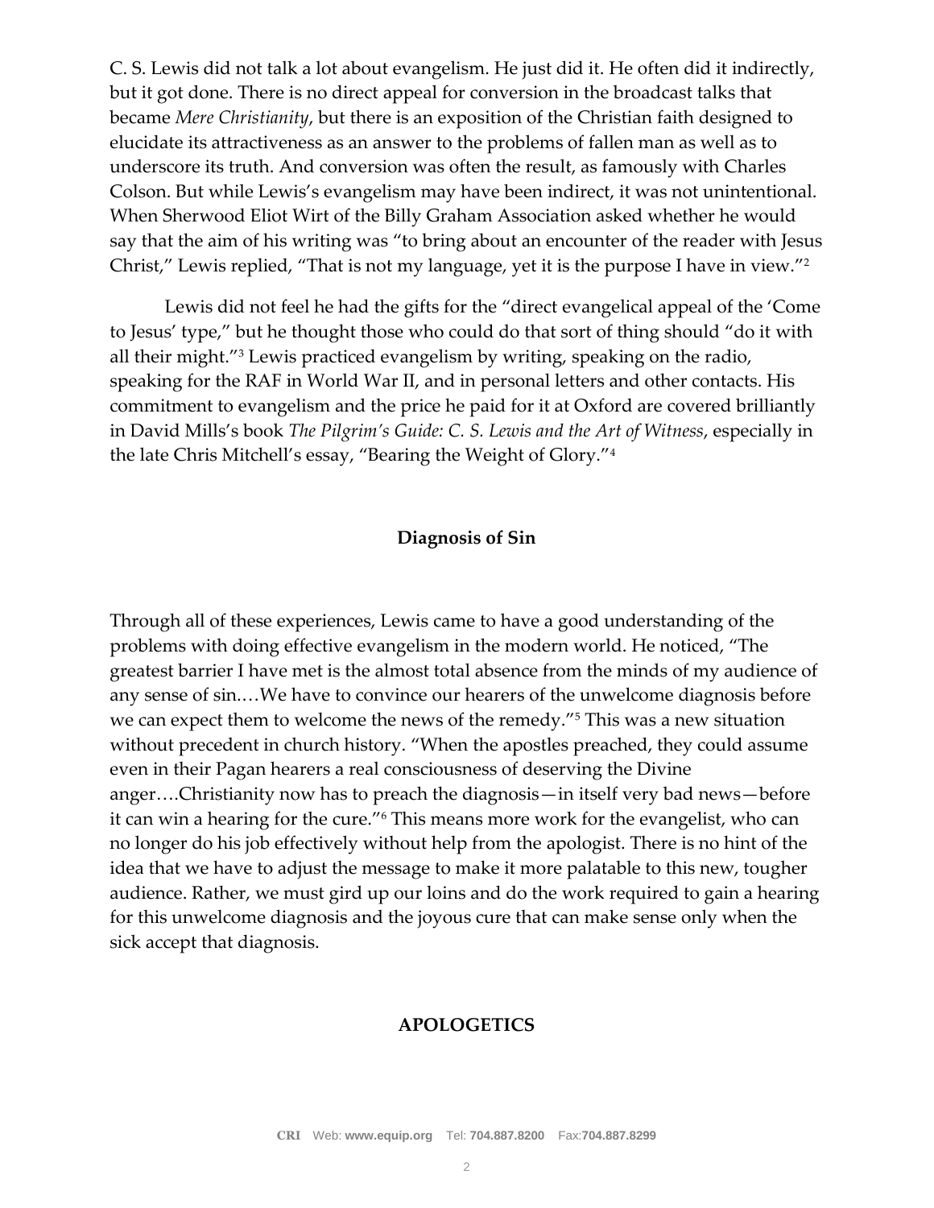C. S. Lewis did not talk a lot about evangelism. He just did it. He often did it indirectly, but it got done. There is no direct appeal for conversion in the broadcast talks that became *Mere Christianity*, but there is an exposition of the Christian faith designed to elucidate its attractiveness as an answer to the problems of fallen man as well as to underscore its truth. And conversion was often the result, as famously with Charles Colson. But while Lewis's evangelism may have been indirect, it was not unintentional. When Sherwood Eliot Wirt of the Billy Graham Association asked whether he would say that the aim of his writing was "to bring about an encounter of the reader with Jesus Christ," Lewis replied, "That is not my language, yet it is the purpose I have in view."[2]

Lewis did not feel he had the gifts for the "direct evangelical appeal of the 'Come to Jesus' type," but he thought those who could do that sort of thing should "do it with all their might."[3] Lewis practiced evangelism by writing, speaking on the radio, speaking for the RAF in World War II, and in personal letters and other contacts. His commitment to evangelism and the price he paid for it at Oxford are covered brilliantly in David Mills's book *The Pilgrim's Guide: C. S. Lewis and the Art of Witness*, especially in the late Chris Mitchell's essay, "Bearing the Weight of Glory."[4]

## Diagnosis of Sin

Through all of these experiences, Lewis came to have a good understanding of the problems with doing effective evangelism in the modern world. He noticed, "The greatest barrier I have met is the almost total absence from the minds of my audience of any sense of sin.…We have to convince our hearers of the unwelcome diagnosis before we can expect them to welcome the news of the remedy."[5] This was a new situation without precedent in church history. "When the apostles preached, they could assume even in their Pagan hearers a real consciousness of deserving the Divine anger….Christianity now has to preach the diagnosis—in itself very bad news—before it can win a hearing for the cure."[6] This means more work for the evangelist, who can no longer do his job effectively without help from the apologist. There is no hint of the idea that we have to adjust the message to make it more palatable to this new, tougher audience. Rather, we must gird up our loins and do the work required to gain a hearing for this unwelcome diagnosis and the joyous cure that can make sense only when the sick accept that diagnosis.

## APOLOGETICS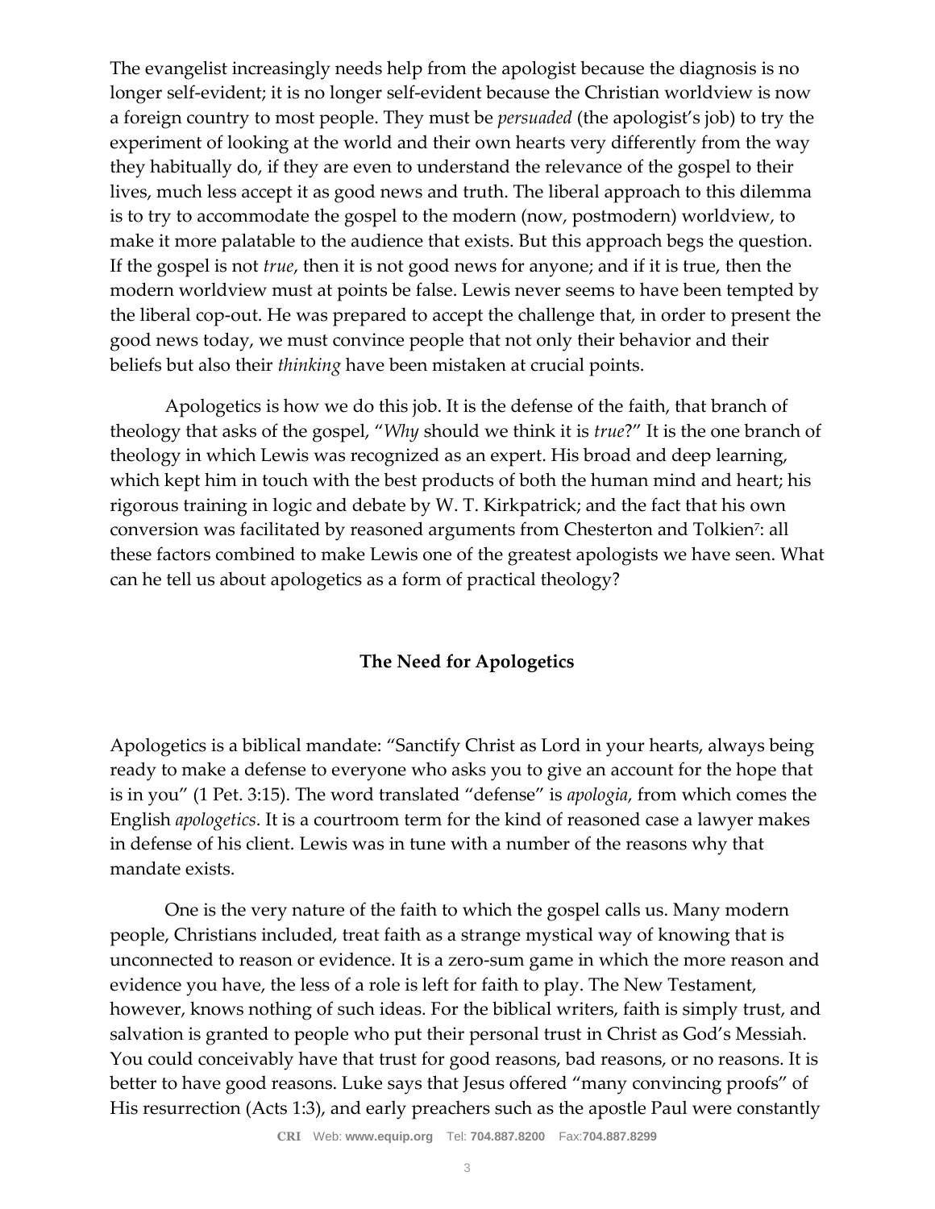The evangelist increasingly needs help from the apologist because the diagnosis is no longer self-evident; it is no longer self-evident because the Christian worldview is now a foreign country to most people. They must be *persuaded* (the apologist's job) to try the experiment of looking at the world and their own hearts very differently from the way they habitually do, if they are even to understand the relevance of the gospel to their lives, much less accept it as good news and truth. The liberal approach to this dilemma is to try to accommodate the gospel to the modern (now, postmodern) worldview, to make it more palatable to the audience that exists. But this approach begs the question. If the gospel is not *true*, then it is not good news for anyone; and if it is true, then the modern worldview must at points be false. Lewis never seems to have been tempted by the liberal cop-out. He was prepared to accept the challenge that, in order to present the good news today, we must convince people that not only their behavior and their beliefs but also their *thinking* have been mistaken at crucial points.

Apologetics is how we do this job. It is the defense of the faith, that branch of theology that asks of the gospel, "*Why* should we think it is *true*?" It is the one branch of theology in which Lewis was recognized as an expert. His broad and deep learning, which kept him in touch with the best products of both the human mind and heart; his rigorous training in logic and debate by W. T. Kirkpatrick; and the fact that his own conversion was facilitated by reasoned arguments from Chesterton and Tolkien[7]: all these factors combined to make Lewis one of the greatest apologists we have seen. What can he tell us about apologetics as a form of practical theology?

## The Need for Apologetics

Apologetics is a biblical mandate: "Sanctify Christ as Lord in your hearts, always being ready to make a defense to everyone who asks you to give an account for the hope that is in you" (1 Pet. 3:15). The word translated "defense" is *apologia*, from which comes the English *apologetics*. It is a courtroom term for the kind of reasoned case a lawyer makes in defense of his client. Lewis was in tune with a number of the reasons why that mandate exists.

One is the very nature of the faith to which the gospel calls us. Many modern people, Christians included, treat faith as a strange mystical way of knowing that is unconnected to reason or evidence. It is a zero-sum game in which the more reason and evidence you have, the less of a role is left for faith to play. The New Testament, however, knows nothing of such ideas. For the biblical writers, faith is simply trust, and salvation is granted to people who put their personal trust in Christ as God's Messiah. You could conceivably have that trust for good reasons, bad reasons, or no reasons. It is better to have good reasons. Luke says that Jesus offered "many convincing proofs" of His resurrection (Acts 1:3), and early preachers such as the apostle Paul were constantly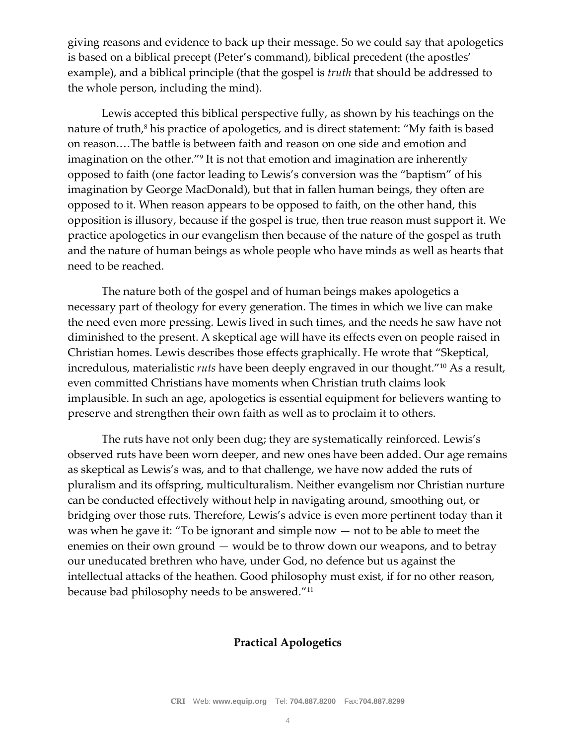giving reasons and evidence to back up their message. So we could say that apologetics is based on a biblical precept (Peter's command), biblical precedent (the apostles' example), and a biblical principle (that the gospel is *truth* that should be addressed to the whole person, including the mind).

Lewis accepted this biblical perspective fully, as shown by his teachings on the nature of truth,[8] his practice of apologetics, and is direct statement: "My faith is based on reason.…The battle is between faith and reason on one side and emotion and imagination on the other."[9] It is not that emotion and imagination are inherently opposed to faith (one factor leading to Lewis's conversion was the "baptism" of his imagination by George MacDonald), but that in fallen human beings, they often are opposed to it. When reason appears to be opposed to faith, on the other hand, this opposition is illusory, because if the gospel is true, then true reason must support it. We practice apologetics in our evangelism then because of the nature of the gospel as truth and the nature of human beings as whole people who have minds as well as hearts that need to be reached.

The nature both of the gospel and of human beings makes apologetics a necessary part of theology for every generation. The times in which we live can make the need even more pressing. Lewis lived in such times, and the needs he saw have not diminished to the present. A skeptical age will have its effects even on people raised in Christian homes. Lewis describes those effects graphically. He wrote that "Skeptical, incredulous, materialistic *ruts* have been deeply engraved in our thought."[10] As a result, even committed Christians have moments when Christian truth claims look implausible. In such an age, apologetics is essential equipment for believers wanting to preserve and strengthen their own faith as well as to proclaim it to others.

The ruts have not only been dug; they are systematically reinforced. Lewis's observed ruts have been worn deeper, and new ones have been added. Our age remains as skeptical as Lewis's was, and to that challenge, we have now added the ruts of pluralism and its offspring, multiculturalism. Neither evangelism nor Christian nurture can be conducted effectively without help in navigating around, smoothing out, or bridging over those ruts. Therefore, Lewis's advice is even more pertinent today than it was when he gave it: "To be ignorant and simple now — not to be able to meet the enemies on their own ground — would be to throw down our weapons, and to betray our uneducated brethren who have, under God, no defence but us against the intellectual attacks of the heathen. Good philosophy must exist, if for no other reason, because bad philosophy needs to be answered."[11]

## Practical Apologetics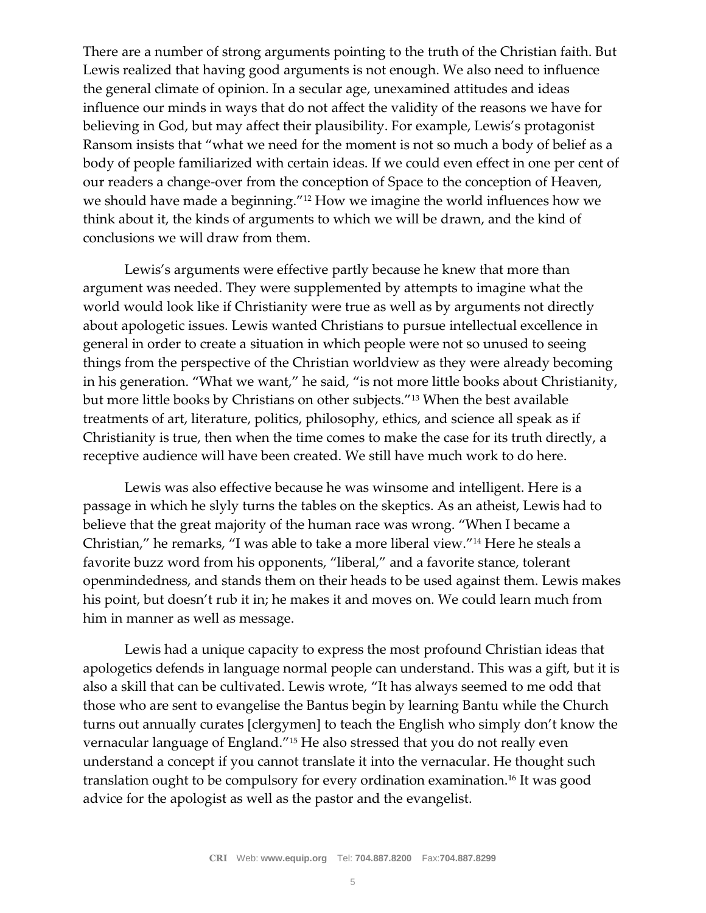There are a number of strong arguments pointing to the truth of the Christian faith. But Lewis realized that having good arguments is not enough. We also need to influence the general climate of opinion. In a secular age, unexamined attitudes and ideas influence our minds in ways that do not affect the validity of the reasons we have for believing in God, but may affect their plausibility. For example, Lewis's protagonist Ransom insists that "what we need for the moment is not so much a body of belief as a body of people familiarized with certain ideas. If we could even effect in one per cent of our readers a change-over from the conception of Space to the conception of Heaven, we should have made a beginning."[12] How we imagine the world influences how we think about it, the kinds of arguments to which we will be drawn, and the kind of conclusions we will draw from them.

Lewis's arguments were effective partly because he knew that more than argument was needed. They were supplemented by attempts to imagine what the world would look like if Christianity were true as well as by arguments not directly about apologetic issues. Lewis wanted Christians to pursue intellectual excellence in general in order to create a situation in which people were not so unused to seeing things from the perspective of the Christian worldview as they were already becoming in his generation. "What we want," he said, "is not more little books about Christianity, but more little books by Christians on other subjects."[13] When the best available treatments of art, literature, politics, philosophy, ethics, and science all speak as if Christianity is true, then when the time comes to make the case for its truth directly, a receptive audience will have been created. We still have much work to do here.

Lewis was also effective because he was winsome and intelligent. Here is a passage in which he slyly turns the tables on the skeptics. As an atheist, Lewis had to believe that the great majority of the human race was wrong. "When I became a Christian," he remarks, "I was able to take a more liberal view."[14] Here he steals a favorite buzz word from his opponents, "liberal," and a favorite stance, tolerant openmindedness, and stands them on their heads to be used against them. Lewis makes his point, but doesn't rub it in; he makes it and moves on. We could learn much from him in manner as well as message.

Lewis had a unique capacity to express the most profound Christian ideas that apologetics defends in language normal people can understand. This was a gift, but it is also a skill that can be cultivated. Lewis wrote, "It has always seemed to me odd that those who are sent to evangelise the Bantus begin by learning Bantu while the Church turns out annually curates [clergymen] to teach the English who simply don't know the vernacular language of England."[15] He also stressed that you do not really even understand a concept if you cannot translate it into the vernacular. He thought such translation ought to be compulsory for every ordination examination.[16] It was good advice for the apologist as well as the pastor and the evangelist.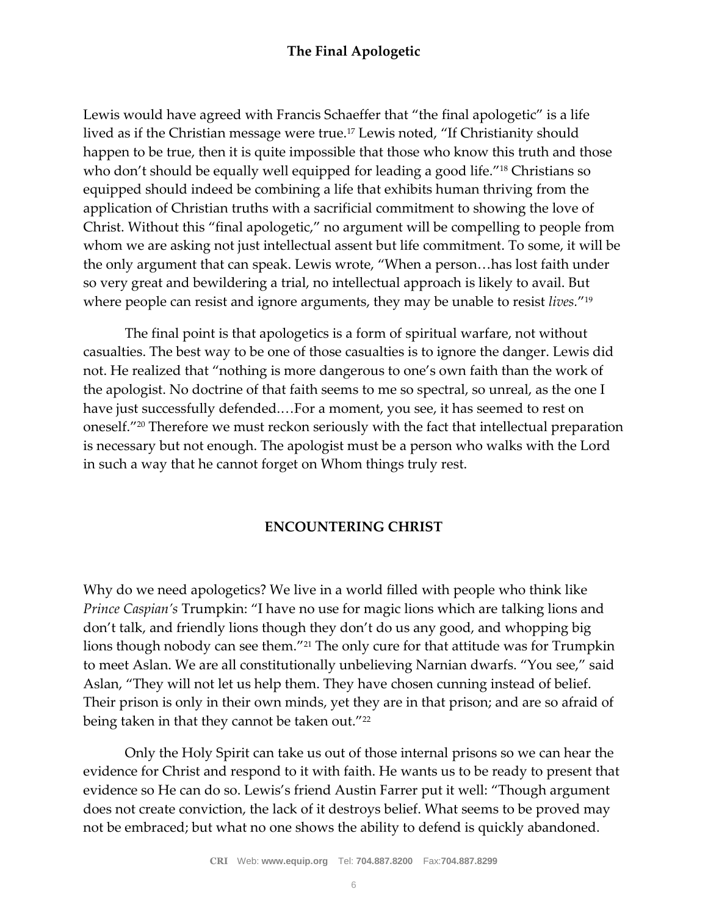## The Final Apologetic

Lewis would have agreed with Francis Schaeffer that "the final apologetic" is a life lived as if the Christian message were true.[17] Lewis noted, "If Christianity should happen to be true, then it is quite impossible that those who know this truth and those who don't should be equally well equipped for leading a good life."[18] Christians so equipped should indeed be combining a life that exhibits human thriving from the application of Christian truths with a sacrificial commitment to showing the love of Christ. Without this "final apologetic," no argument will be compelling to people from whom we are asking not just intellectual assent but life commitment. To some, it will be the only argument that can speak. Lewis wrote, "When a person…has lost faith under so very great and bewildering a trial, no intellectual approach is likely to avail. But where people can resist and ignore arguments, they may be unable to resist *lives*."[19]

The final point is that apologetics is a form of spiritual warfare, not without casualties. The best way to be one of those casualties is to ignore the danger. Lewis did not. He realized that "nothing is more dangerous to one's own faith than the work of the apologist. No doctrine of that faith seems to me so spectral, so unreal, as the one I have just successfully defended.…For a moment, you see, it has seemed to rest on oneself."[20] Therefore we must reckon seriously with the fact that intellectual preparation is necessary but not enough. The apologist must be a person who walks with the Lord in such a way that he cannot forget on Whom things truly rest.

## ENCOUNTERING CHRIST

Why do we need apologetics? We live in a world filled with people who think like *Prince Caspian's* Trumpkin: "I have no use for magic lions which are talking lions and don't talk, and friendly lions though they don't do us any good, and whopping big lions though nobody can see them."[21] The only cure for that attitude was for Trumpkin to meet Aslan. We are all constitutionally unbelieving Narnian dwarfs. "You see," said Aslan, "They will not let us help them. They have chosen cunning instead of belief. Their prison is only in their own minds, yet they are in that prison; and are so afraid of being taken in that they cannot be taken out."[22]

Only the Holy Spirit can take us out of those internal prisons so we can hear the evidence for Christ and respond to it with faith. He wants us to be ready to present that evidence so He can do so. Lewis's friend Austin Farrer put it well: "Though argument does not create conviction, the lack of it destroys belief. What seems to be proved may not be embraced; but what no one shows the ability to defend is quickly abandoned.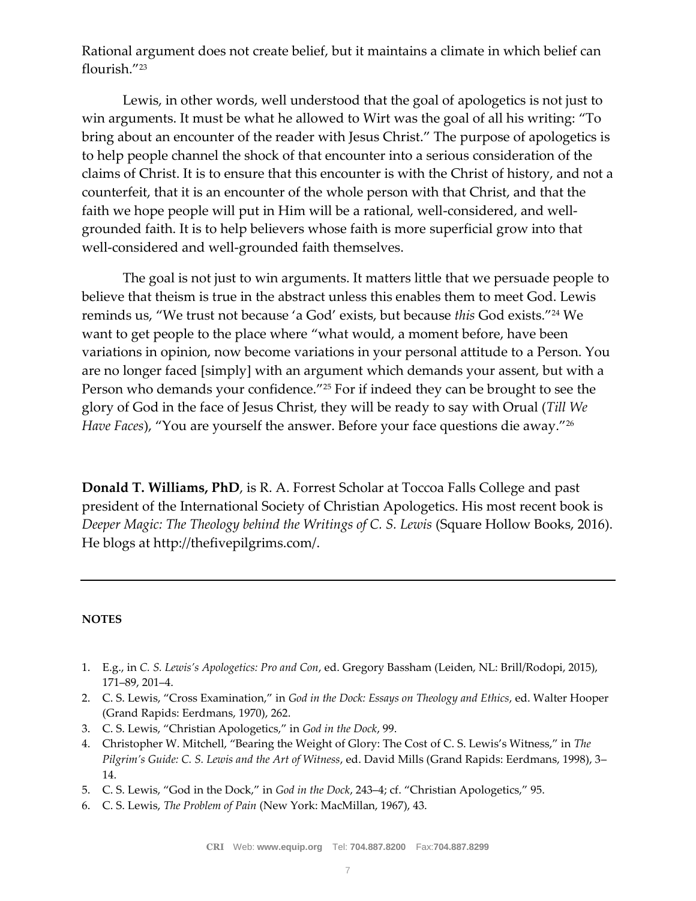Rational argument does not create belief, but it maintains a climate in which belief can flourish."[23]

Lewis, in other words, well understood that the goal of apologetics is not just to win arguments. It must be what he allowed to Wirt was the goal of all his writing: "To bring about an encounter of the reader with Jesus Christ." The purpose of apologetics is to help people channel the shock of that encounter into a serious consideration of the claims of Christ. It is to ensure that this encounter is with the Christ of history, and not a counterfeit, that it is an encounter of the whole person with that Christ, and that the faith we hope people will put in Him will be a rational, well-considered, and well-grounded faith. It is to help believers whose faith is more superficial grow into that well-considered and well-grounded faith themselves.

The goal is not just to win arguments. It matters little that we persuade people to believe that theism is true in the abstract unless this enables them to meet God. Lewis reminds us, "We trust not because 'a God' exists, but because *this* God exists."[24] We want to get people to the place where "what would, a moment before, have been variations in opinion, now become variations in your personal attitude to a Person. You are no longer faced [simply] with an argument which demands your assent, but with a Person who demands your confidence."[25] For if indeed they can be brought to see the glory of God in the face of Jesus Christ, they will be ready to say with Orual (*Till We Have Faces*), "You are yourself the answer. Before your face questions die away."[26]

**Donald T. Williams, PhD**, is R. A. Forrest Scholar at Toccoa Falls College and past president of the International Society of Christian Apologetics. His most recent book is *Deeper Magic: The Theology behind the Writings of C. S. Lewis* (Square Hollow Books, 2016). He blogs at http://thefivepilgrims.com/.

---

**NOTES**

1. E.g., in *C. S. Lewis's Apologetics: Pro and Con*, ed. Gregory Bassham (Leiden, NL: Brill/Rodopi, 2015), 171–89, 201–4.
2. C. S. Lewis, "Cross Examination," in *God in the Dock: Essays on Theology and Ethics*, ed. Walter Hooper (Grand Rapids: Eerdmans, 1970), 262.
3. C. S. Lewis, "Christian Apologetics," in *God in the Dock*, 99.
4. Christopher W. Mitchell, "Bearing the Weight of Glory: The Cost of C. S. Lewis's Witness," in *The Pilgrim's Guide: C. S. Lewis and the Art of Witness*, ed. David Mills (Grand Rapids: Eerdmans, 1998), 3–14.
5. C. S. Lewis, "God in the Dock," in *God in the Dock*, 243–4; cf. "Christian Apologetics," 95.
6. C. S. Lewis, *The Problem of Pain* (New York: MacMillan, 1967), 43.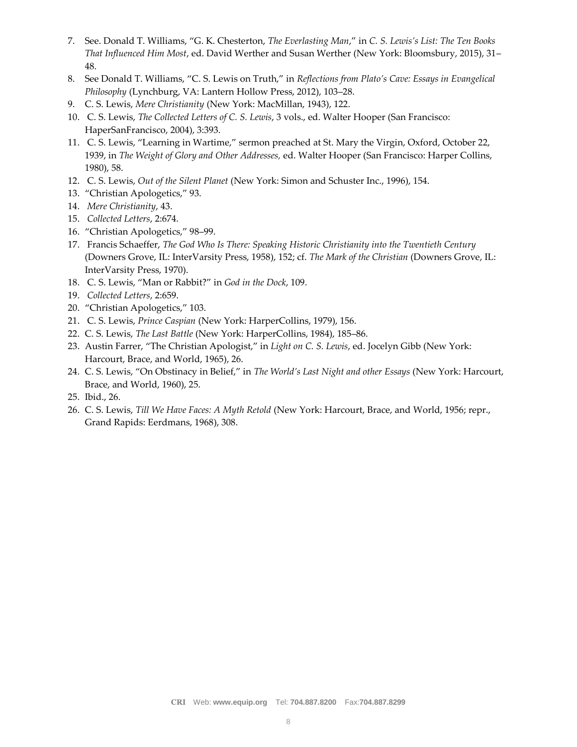7. See. Donald T. Williams, "G. K. Chesterton, *The Everlasting Man*," in *C. S. Lewis's List: The Ten Books That Influenced Him Most*, ed. David Werther and Susan Werther (New York: Bloomsbury, 2015), 31–48.
8. See Donald T. Williams, "C. S. Lewis on Truth," in *Reflections from Plato's Cave: Essays in Evangelical Philosophy* (Lynchburg, VA: Lantern Hollow Press, 2012), 103–28.
9. C. S. Lewis, *Mere Christianity* (New York: MacMillan, 1943), 122.
10. C. S. Lewis, *The Collected Letters of C. S. Lewis*, 3 vols., ed. Walter Hooper (San Francisco: HaperSanFrancisco, 2004), 3:393.
11. C. S. Lewis, "Learning in Wartime," sermon preached at St. Mary the Virgin, Oxford, October 22, 1939, in *The Weight of Glory and Other Addresses,* ed. Walter Hooper (San Francisco: Harper Collins, 1980), 58.
12. C. S. Lewis, *Out of the Silent Planet* (New York: Simon and Schuster Inc., 1996), 154.
13. "Christian Apologetics," 93.
14. *Mere Christianity*, 43.
15. *Collected Letters*, 2:674.
16. "Christian Apologetics," 98–99.
17. Francis Schaeffer, *The God Who Is There: Speaking Historic Christianity into the Twentieth Century* (Downers Grove, IL: InterVarsity Press, 1958), 152; cf. *The Mark of the Christian* (Downers Grove, IL: InterVarsity Press, 1970).
18. C. S. Lewis, "Man or Rabbit?" in *God in the Dock*, 109.
19. *Collected Letters*, 2:659.
20. "Christian Apologetics," 103.
21. C. S. Lewis, *Prince Caspian* (New York: HarperCollins, 1979), 156.
22. C. S. Lewis, *The Last Battle* (New York: HarperCollins, 1984), 185–86.
23. Austin Farrer, "The Christian Apologist," in *Light on C. S. Lewis*, ed. Jocelyn Gibb (New York: Harcourt, Brace, and World, 1965), 26.
24. C. S. Lewis, "On Obstinacy in Belief," in *The World's Last Night and other Essays* (New York: Harcourt, Brace, and World, 1960), 25.
25. Ibid., 26.
26. C. S. Lewis, *Till We Have Faces: A Myth Retold* (New York: Harcourt, Brace, and World, 1956; repr., Grand Rapids: Eerdmans, 1968), 308.